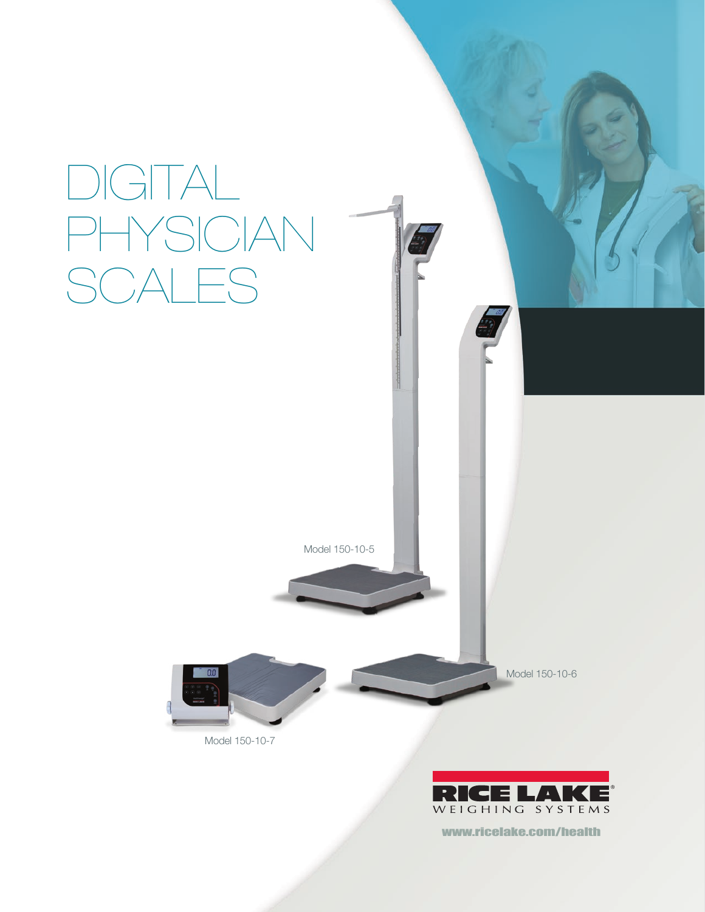# DIGITAL PHYSICIAN SCALES

Model 150-10-5

Model 150-10-6

Model 150-10-7

RICE LAKE WEIGHING SYSTEMS

www.ricelake.com/health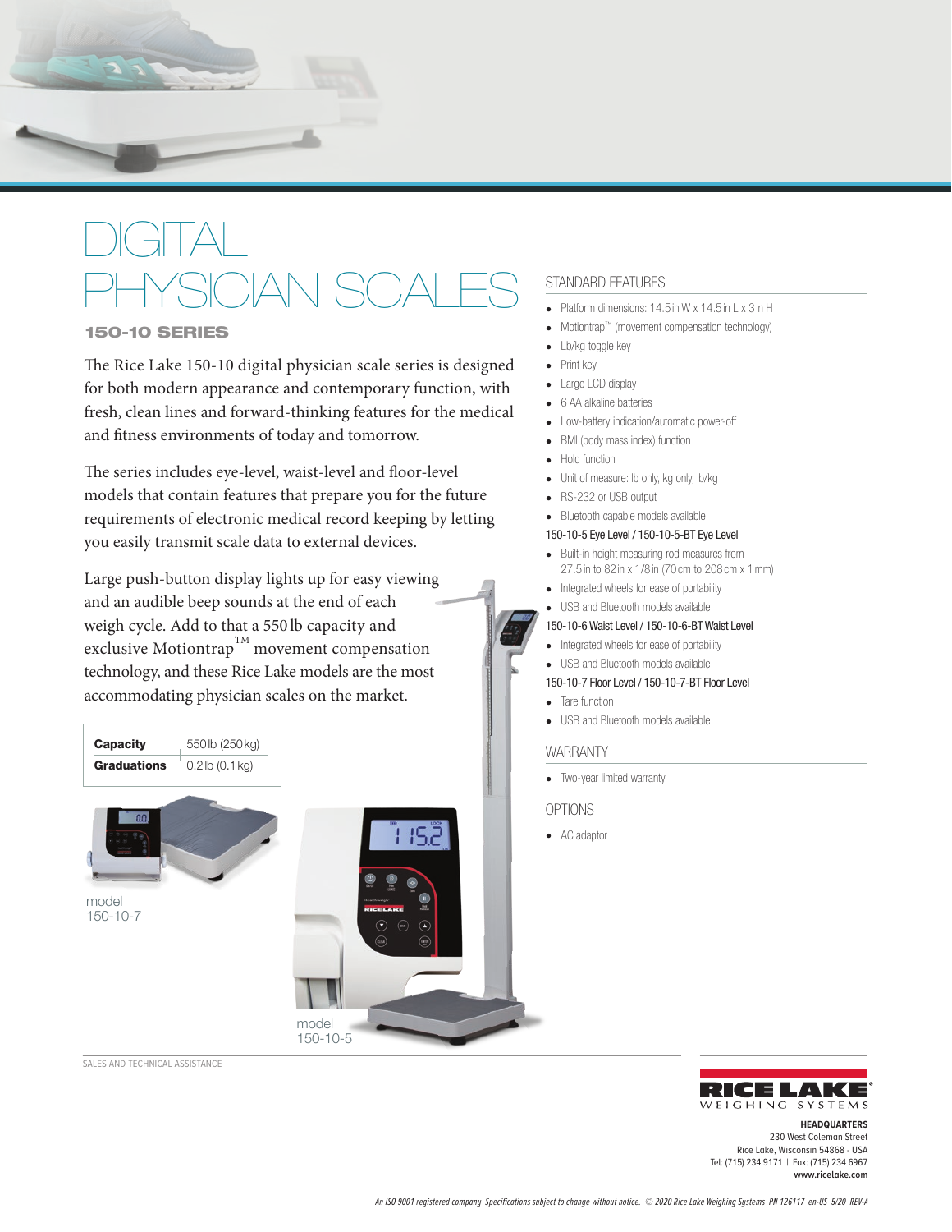# DIGITAL PHYSICIAN SCALES

## 150-10 SERIES

The Rice Lake 150-10 digital physician scale series is designed for both modern appearance and contemporary function, with fresh, clean lines and forward-thinking features for the medical and fitness environments of today and tomorrow.

The series includes eye-level, waist-level and floor-level models that contain features that prepare you for the future requirements of electronic medical record keeping by letting you easily transmit scale data to external devices.

Large push-button display lights up for easy viewing and an audible beep sounds at the end of each weigh cycle. Add to that a 550 lb capacity and exclusive Motiontrap™ movement compensation technology, and these Rice Lake models are the most accommodating physician scales on the market.

| | |
|---|---|
| **Capacity** | 550 lb (250 kg) |
| **Graduations** | 0.2 lb (0.1 kg) |

model 150-10-7

model 150-10-5

## STANDARD FEATURES

- Platform dimensions: 14.5 in W x 14.5 in L x 3 in H
- Motiontrap™ (movement compensation technology)
- Lb/kg toggle key
- Print key
- Large LCD display
- 6 AA alkaline batteries
- Low-battery indication/automatic power-off
- BMI (body mass index) function
- Hold function
- Unit of measure: lb only, kg only, lb/kg
- RS-232 or USB output
- Bluetooth capable models available

150-10-5 Eye Level / 150-10-5-BT Eye Level

- Built-in height measuring rod measures from 27.5 in to 82 in x 1/8 in (70 cm to 208 cm x 1 mm)
- Integrated wheels for ease of portability
- USB and Bluetooth models available

150-10-6 Waist Level / 150-10-6-BT Waist Level

- Integrated wheels for ease of portability
- USB and Bluetooth models available

150-10-7 Floor Level / 150-10-7-BT Floor Level

- Tare function
- USB and Bluetooth models available

## WARRANTY

- Two-year limited warranty

## OPTIONS

- AC adaptor

SALES AND TECHNICAL ASSISTANCE

RICE LAKE WEIGHING SYSTEMS

**HEADQUARTERS**
230 West Coleman Street
Rice Lake, Wisconsin 54868 - USA
Tel: (715) 234 9171 | Fax: (715) 234 6967
www.ricelake.com

*An ISO 9001 registered company Specifications subject to change without notice. © 2020 Rice Lake Weighing Systems PN 126117 en-US 5/20 REV-A*